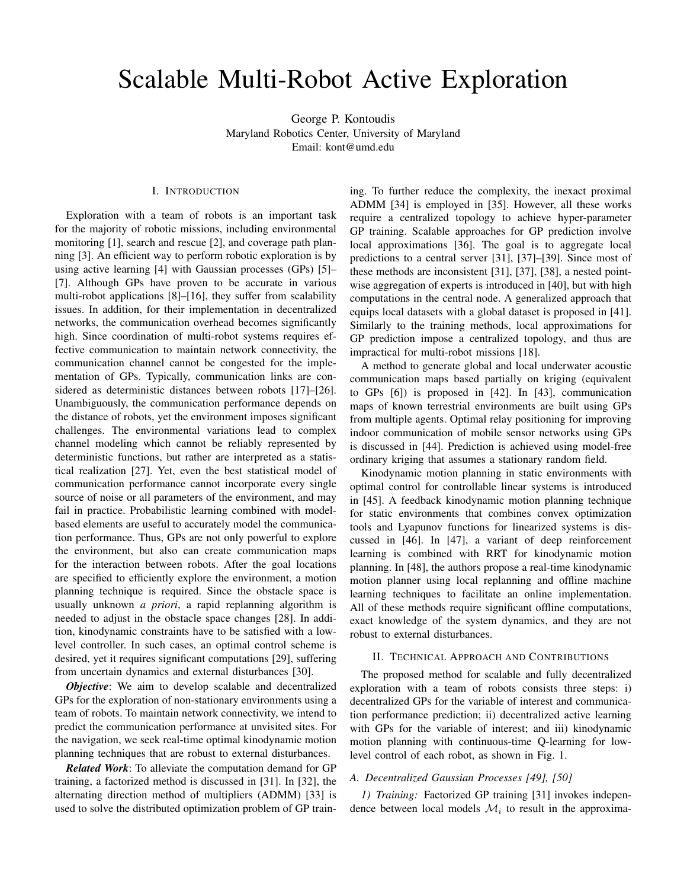# Scalable Multi-Robot Active Exploration

George P. Kontoudis
Maryland Robotics Center, University of Maryland
Email: kont@umd.edu

## I. Introduction

Exploration with a team of robots is an important task for the majority of robotic missions, including environmental monitoring [1], search and rescue [2], and coverage path planning [3]. An efficient way to perform robotic exploration is by using active learning [4] with Gaussian processes (GPs) [5]–[7]. Although GPs have proven to be accurate in various multi-robot applications [8]–[16], they suffer from scalability issues. In addition, for their implementation in decentralized networks, the communication overhead becomes significantly high. Since coordination of multi-robot systems requires effective communication to maintain network connectivity, the communication channel cannot be congested for the implementation of GPs. Typically, communication links are considered as deterministic distances between robots [17]–[26]. Unambiguously, the communication performance depends on the distance of robots, yet the environment imposes significant challenges. The environmental variations lead to complex channel modeling which cannot be reliably represented by deterministic functions, but rather are interpreted as a statistical realization [27]. Yet, even the best statistical model of communication performance cannot incorporate every single source of noise or all parameters of the environment, and may fail in practice. Probabilistic learning combined with model-based elements are useful to accurately model the communication performance. Thus, GPs are not only powerful to explore the environment, but also can create communication maps for the interaction between robots. After the goal locations are specified to efficiently explore the environment, a motion planning technique is required. Since the obstacle space is usually unknown *a priori*, a rapid replanning algorithm is needed to adjust in the obstacle space changes [28]. In addition, kinodynamic constraints have to be satisfied with a low-level controller. In such cases, an optimal control scheme is desired, yet it requires significant computations [29], suffering from uncertain dynamics and external disturbances [30].

***Objective***: We aim to develop scalable and decentralized GPs for the exploration of non-stationary environments using a team of robots. To maintain network connectivity, we intend to predict the communication performance at unvisited sites. For the navigation, we seek real-time optimal kinodynamic motion planning techniques that are robust to external disturbances.

***Related Work***: To alleviate the computation demand for GP training, a factorized method is discussed in [31]. In [32], the alternating direction method of multipliers (ADMM) [33] is used to solve the distributed optimization problem of GP training. To further reduce the complexity, the inexact proximal ADMM [34] is employed in [35]. However, all these works require a centralized topology to achieve hyper-parameter GP training. Scalable approaches for GP prediction involve local approximations [36]. The goal is to aggregate local predictions to a central server [31], [37]–[39]. Since most of these methods are inconsistent [31], [37], [38], a nested pointwise aggregation of experts is introduced in [40], but with high computations in the central node. A generalized approach that equips local datasets with a global dataset is proposed in [41]. Similarly to the training methods, local approximations for GP prediction impose a centralized topology, and thus are impractical for multi-robot missions [18].

A method to generate global and local underwater acoustic communication maps based partially on kriging (equivalent to GPs [6]) is proposed in [42]. In [43], communication maps of known terrestrial environments are built using GPs from multiple agents. Optimal relay positioning for improving indoor communication of mobile sensor networks using GPs is discussed in [44]. Prediction is achieved using model-free ordinary kriging that assumes a stationary random field.

Kinodynamic motion planning in static environments with optimal control for controllable linear systems is introduced in [45]. A feedback kinodynamic motion planning technique for static environments that combines convex optimization tools and Lyapunov functions for linearized systems is discussed in [46]. In [47], a variant of deep reinforcement learning is combined with RRT for kinodynamic motion planning. In [48], the authors propose a real-time kinodynamic motion planner using local replanning and offline machine learning techniques to facilitate an online implementation. All of these methods require significant offline computations, exact knowledge of the system dynamics, and they are not robust to external disturbances.

## II. Technical Approach and Contributions

The proposed method for scalable and fully decentralized exploration with a team of robots consists three steps: i) decentralized GPs for the variable of interest and communication performance prediction; ii) decentralized active learning with GPs for the variable of interest; and iii) kinodynamic motion planning with continuous-time Q-learning for low-level control of each robot, as shown in Fig. 1.

### A. Decentralized Gaussian Processes [49], [50]

*1) Training:* Factorized GP training [31] invokes independence between local models $\mathcal{M}_i$ to result in the approxima-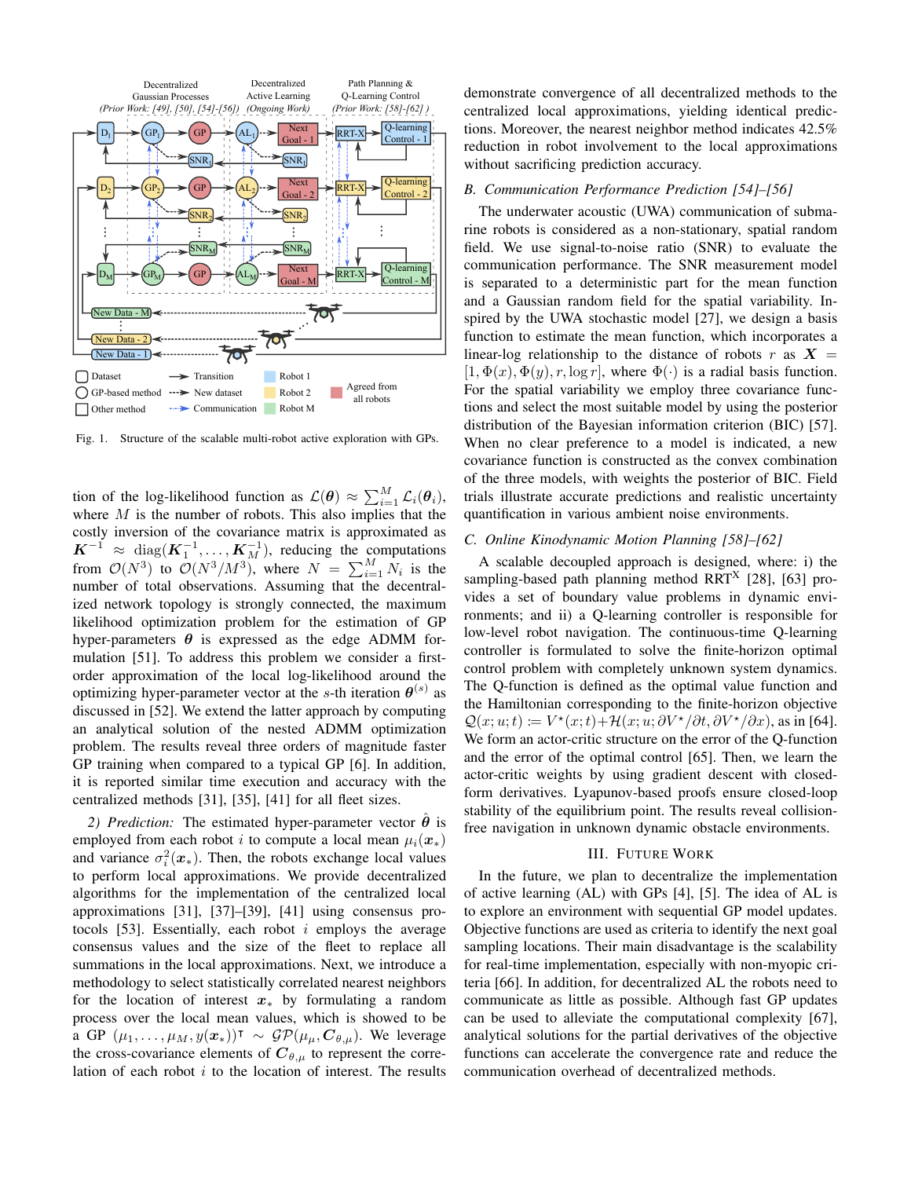Fig. 1. Structure of the scalable multi-robot active exploration with GPs.

tion of the log-likelihood function as $\mathcal{L}(\boldsymbol{\theta}) \approx \sum_{i=1}^{M} \mathcal{L}_i(\boldsymbol{\theta}_i)$, where $M$ is the number of robots. This also implies that the costly inversion of the covariance matrix is approximated as $\boldsymbol{K}^{-1} \approx \text{diag}(\boldsymbol{K}_1^{-1}, \ldots, \boldsymbol{K}_M^{-1})$, reducing the computations from $\mathcal{O}(N^3)$ to $\mathcal{O}(N^3/M^3)$, where $N = \sum_{i=1}^{M} N_i$ is the number of total observations. Assuming that the decentralized network topology is strongly connected, the maximum likelihood optimization problem for the estimation of GP hyper-parameters $\boldsymbol{\theta}$ is expressed as the edge ADMM formulation [51]. To address this problem we consider a first-order approximation of the local log-likelihood around the optimizing hyper-parameter vector at the $s$-th iteration $\boldsymbol{\theta}^{(s)}$ as discussed in [52]. We extend the latter approach by computing an analytical solution of the nested ADMM optimization problem. The results reveal three orders of magnitude faster GP training when compared to a typical GP [6]. In addition, it is reported similar time execution and accuracy with the centralized methods [31], [35], [41] for all fleet sizes.

*2) Prediction:* The estimated hyper-parameter vector $\hat{\boldsymbol{\theta}}$ is employed from each robot $i$ to compute a local mean $\mu_i(\boldsymbol{x}_*)$ and variance $\sigma_i^2(\boldsymbol{x}_*)$. Then, the robots exchange local values to perform local approximations. We provide decentralized algorithms for the implementation of the centralized local approximations [31], [37]–[39], [41] using consensus protocols [53]. Essentially, each robot $i$ employs the average consensus values and the size of the fleet to replace all summations in the local approximations. Next, we introduce a methodology to select statistically correlated nearest neighbors for the location of interest $\boldsymbol{x}_*$ by formulating a random process over the local mean values, which is showed to be a GP $(\mu_1, \ldots, \mu_M, y(\boldsymbol{x}_*))^\intercal \sim \mathcal{GP}(\mu_\mu, \boldsymbol{C}_{\theta,\mu})$. We leverage the cross-covariance elements of $\boldsymbol{C}_{\theta,\mu}$ to represent the correlation of each robot $i$ to the location of interest. The results demonstrate convergence of all decentralized methods to the centralized local approximations, yielding identical predictions. Moreover, the nearest neighbor method indicates 42.5% reduction in robot involvement to the local approximations without sacrificing prediction accuracy.

### B. Communication Performance Prediction [54]–[56]

The underwater acoustic (UWA) communication of submarine robots is considered as a non-stationary, spatial random field. We use signal-to-noise ratio (SNR) to evaluate the communication performance. The SNR measurement model is separated to a deterministic part for the mean function and a Gaussian random field for the spatial variability. Inspired by the UWA stochastic model [27], we design a basis function to estimate the mean function, which incorporates a linear-log relationship to the distance of robots $r$ as $\boldsymbol{X} = [1, \Phi(x), \Phi(y), r, \log r]$, where $\Phi(\cdot)$ is a radial basis function. For the spatial variability we employ three covariance functions and select the most suitable model by using the posterior distribution of the Bayesian information criterion (BIC) [57]. When no clear preference to a model is indicated, a new covariance function is constructed as the convex combination of the three models, with weights the posterior of BIC. Field trials illustrate accurate predictions and realistic uncertainty quantification in various ambient noise environments.

### C. Online Kinodynamic Motion Planning [58]–[62]

A scalable decoupled approach is designed, where: i) the sampling-based path planning method RRT$^\text{X}$ [28], [63] provides a set of boundary value problems in dynamic environments; and ii) a Q-learning controller is responsible for low-level robot navigation. The continuous-time Q-learning controller is formulated to solve the finite-horizon optimal control problem with completely unknown system dynamics. The Q-function is defined as the optimal value function and the Hamiltonian corresponding to the finite-horizon objective $\mathcal{Q}(x; u; t) := V^\star(x; t) + \mathcal{H}(x; u; \partial V^\star/\partial t, \partial V^\star/\partial x)$, as in [64]. We form an actor-critic structure on the error of the Q-function and the error of the optimal control [65]. Then, we learn the actor-critic weights by using gradient descent with closed-form derivatives. Lyapunov-based proofs ensure closed-loop stability of the equilibrium point. The results reveal collision-free navigation in unknown dynamic obstacle environments.

## III. Future Work

In the future, we plan to decentralize the implementation of active learning (AL) with GPs [4], [5]. The idea of AL is to explore an environment with sequential GP model updates. Objective functions are used as criteria to identify the next goal sampling locations. Their main disadvantage is the scalability for real-time implementation, especially with non-myopic criteria [66]. In addition, for decentralized AL the robots need to communicate as little as possible. Although fast GP updates can be used to alleviate the computational complexity [67], analytical solutions for the partial derivatives of the objective functions can accelerate the convergence rate and reduce the communication overhead of decentralized methods.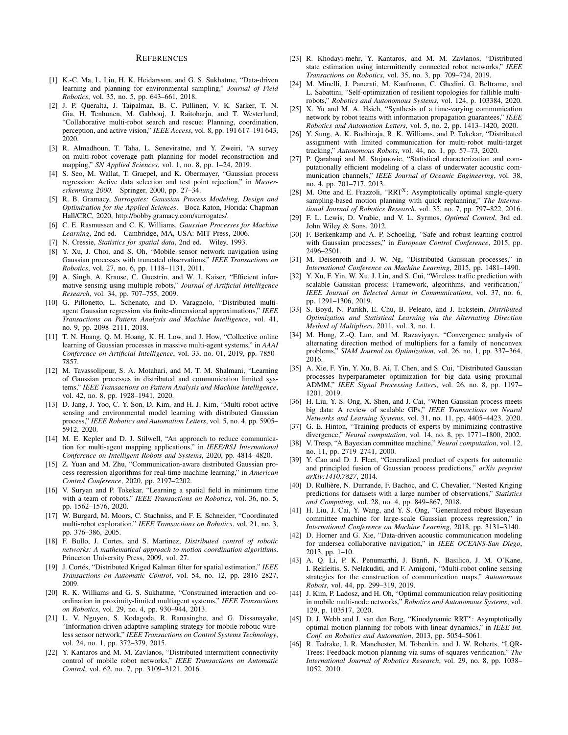## References

[1] K.-C. Ma, L. Liu, H. K. Heidarsson, and G. S. Sukhatme, "Data-driven learning and planning for environmental sampling," *Journal of Field Robotics*, vol. 35, no. 5, pp. 643–661, 2018.

[2] J. P. Queralta, J. Taipalmaa, B. C. Pullinen, V. K. Sarker, T. N. Gia, H. Tenhunen, M. Gabbouj, J. Raitoharju, and T. Westerlund, "Collaborative multi-robot search and rescue: Planning, coordination, perception, and active vision," *IEEE Access*, vol. 8, pp. 191 617–191 643, 2020.

[3] R. Almadhoun, T. Taha, L. Seneviratne, and Y. Zweiri, "A survey on multi-robot coverage path planning for model reconstruction and mapping," *SN Applied Sciences*, vol. 1, no. 8, pp. 1–24, 2019.

[4] S. Seo, M. Wallat, T. Graepel, and K. Obermayer, "Gaussian process regression: Active data selection and test point rejection," in *Mustererkennung 2000*. Springer, 2000, pp. 27–34.

[5] R. B. Gramacy, *Surrogates: Gaussian Process Modeling, Design and Optimization for the Applied Sciences*. Boca Raton, Florida: Chapman Hall/CRC, 2020, http://bobby.gramacy.com/surrogates/.

[6] C. E. Rasmussen and C. K. Williams, *Gaussian Processes for Machine Learning*, 2nd ed. Cambridge, MA, USA: MIT Press, 2006.

[7] N. Cressie, *Statistics for spatial data*, 2nd ed. Wiley, 1993.

[8] Y. Xu, J. Choi, and S. Oh, "Mobile sensor network navigation using Gaussian processes with truncated observations," *IEEE Transactions on Robotics*, vol. 27, no. 6, pp. 1118–1131, 2011.

[9] A. Singh, A. Krause, C. Guestrin, and W. J. Kaiser, "Efficient informative sensing using multiple robots," *Journal of Artificial Intelligence Research*, vol. 34, pp. 707–755, 2009.

[10] G. Pillonetto, L. Schenato, and D. Varagnolo, "Distributed multi-agent Gaussian regression via finite-dimensional approximations," *IEEE Transactions on Pattern Analysis and Machine Intelligence*, vol. 41, no. 9, pp. 2098–2111, 2018.

[11] T. N. Hoang, Q. M. Hoang, K. H. Low, and J. How, "Collective online learning of Gaussian processes in massive multi-agent systems," in *AAAI Conference on Artificial Intelligence*, vol. 33, no. 01, 2019, pp. 7850–7857.

[12] M. Tavassolipour, S. A. Motahari, and M. T. M. Shalmani, "Learning of Gaussian processes in distributed and communication limited systems," *IEEE Transactions on Pattern Analysis and Machine Intelligence*, vol. 42, no. 8, pp. 1928–1941, 2020.

[13] D. Jang, J. Yoo, C. Y. Son, D. Kim, and H. J. Kim, "Multi-robot active sensing and environmental model learning with distributed Gaussian process," *IEEE Robotics and Automation Letters*, vol. 5, no. 4, pp. 5905–5912, 2020.

[14] M. E. Kepler and D. J. Stilwell, "An approach to reduce communication for multi-agent mapping applications," in *IEEE/RSJ International Conference on Intelligent Robots and Systems*, 2020, pp. 4814–4820.

[15] Z. Yuan and M. Zhu, "Communication-aware distributed Gaussian process regression algorithms for real-time machine learning," in *American Control Conference*, 2020, pp. 2197–2202.

[16] V. Suryan and P. Tokekar, "Learning a spatial field in minimum time with a team of robots," *IEEE Transactions on Robotics*, vol. 36, no. 5, pp. 1562–1576, 2020.

[17] W. Burgard, M. Moors, C. Stachniss, and F. E. Schneider, "Coordinated multi-robot exploration," *IEEE Transactions on Robotics*, vol. 21, no. 3, pp. 376–386, 2005.

[18] F. Bullo, J. Cortes, and S. Martinez, *Distributed control of robotic networks: A mathematical approach to motion coordination algorithms*. Princeton University Press, 2009, vol. 27.

[19] J. Cortés, "Distributed Kriged Kalman filter for spatial estimation," *IEEE Transactions on Automatic Control*, vol. 54, no. 12, pp. 2816–2827, 2009.

[20] R. K. Williams and G. S. Sukhatme, "Constrained interaction and coordination in proximity-limited multiagent systems," *IEEE Transactions on Robotics*, vol. 29, no. 4, pp. 930–944, 2013.

[21] L. V. Nguyen, S. Kodagoda, R. Ranasinghe, and G. Dissanayake, "Information-driven adaptive sampling strategy for mobile robotic wireless sensor network," *IEEE Transactions on Control Systems Technology*, vol. 24, no. 1, pp. 372–379, 2015.

[22] Y. Kantaros and M. M. Zavlanos, "Distributed intermittent connectivity control of mobile robot networks," *IEEE Transactions on Automatic Control*, vol. 62, no. 7, pp. 3109–3121, 2016.

[23] R. Khodayi-mehr, Y. Kantaros, and M. M. Zavlanos, "Distributed state estimation using intermittently connected robot networks," *IEEE Transactions on Robotics*, vol. 35, no. 3, pp. 709–724, 2019.

[24] M. Minelli, J. Panerati, M. Kaufmann, C. Ghedini, G. Beltrame, and L. Sabattini, "Self-optimization of resilient topologies for fallible multi-robots," *Robotics and Autonomous Systems*, vol. 124, p. 103384, 2020.

[25] X. Yu and M. A. Hsieh, "Synthesis of a time-varying communication network by robot teams with information propagation guarantees," *IEEE Robotics and Automation Letters*, vol. 5, no. 2, pp. 1413–1420, 2020.

[26] Y. Sung, A. K. Budhiraja, R. K. Williams, and P. Tokekar, "Distributed assignment with limited communication for multi-robot multi-target tracking," *Autonomous Robots*, vol. 44, no. 1, pp. 57–73, 2020.

[27] P. Qarabaqi and M. Stojanovic, "Statistical characterization and computationally efficient modeling of a class of underwater acoustic communication channels," *IEEE Journal of Oceanic Engineering*, vol. 38, no. 4, pp. 701–717, 2013.

[28] M. Otte and E. Frazzoli, "RRT$^X$: Asymptotically optimal single-query sampling-based motion planning with quick replanning," *The International Journal of Robotics Research*, vol. 35, no. 7, pp. 797–822, 2016.

[29] F. L. Lewis, D. Vrabie, and V. L. Syrmos, *Optimal Control*, 3rd ed. John Wiley & Sons, 2012.

[30] F. Berkenkamp and A. P. Schoellig, "Safe and robust learning control with Gaussian processes," in *European Control Conference*, 2015, pp. 2496–2501.

[31] M. Deisenroth and J. W. Ng, "Distributed Gaussian processes," in *International Conference on Machine Learning*, 2015, pp. 1481–1490.

[32] Y. Xu, F. Yin, W. Xu, J. Lin, and S. Cui, "Wireless traffic prediction with scalable Gaussian process: Framework, algorithms, and verification," *IEEE Journal on Selected Areas in Communications*, vol. 37, no. 6, pp. 1291–1306, 2019.

[33] S. Boyd, N. Parikh, E. Chu, B. Peleato, and J. Eckstein, *Distributed Optimization and Statistical Learning via the Alternating Direction Method of Multipliers*, 2011, vol. 3, no. 1.

[34] M. Hong, Z.-Q. Luo, and M. Razaviyayn, "Convergence analysis of alternating direction method of multipliers for a family of nonconvex problems," *SIAM Journal on Optimization*, vol. 26, no. 1, pp. 337–364, 2016.

[35] A. Xie, F. Yin, Y. Xu, B. Ai, T. Chen, and S. Cui, "Distributed Gaussian processes hyperparameter optimization for big data using proximal ADMM," *IEEE Signal Processing Letters*, vol. 26, no. 8, pp. 1197–1201, 2019.

[36] H. Liu, Y.-S. Ong, X. Shen, and J. Cai, "When Gaussian process meets big data: A review of scalable GPs," *IEEE Transactions on Neural Networks and Learning Systems*, vol. 31, no. 11, pp. 4405–4423, 2020.

[37] G. E. Hinton, "Training products of experts by minimizing contrastive divergence," *Neural computation*, vol. 14, no. 8, pp. 1771–1800, 2002.

[38] V. Tresp, "A Bayesian committee machine," *Neural computation*, vol. 12, no. 11, pp. 2719–2741, 2000.

[39] Y. Cao and D. J. Fleet, "Generalized product of experts for automatic and principled fusion of Gaussian process predictions," *arXiv preprint arXiv:1410.7827*, 2014.

[40] D. Rullière, N. Durrande, F. Bachoc, and C. Chevalier, "Nested Kriging predictions for datasets with a large number of observations," *Statistics and Computing*, vol. 28, no. 4, pp. 849–867, 2018.

[41] H. Liu, J. Cai, Y. Wang, and Y. S. Ong, "Generalized robust Bayesian committee machine for large-scale Gaussian process regression," in *International Conference on Machine Learning*, 2018, pp. 3131–3140.

[42] D. Horner and G. Xie, "Data-driven acoustic communication modeling for undersea collaborative navigation," in *IEEE OCEANS-San Diego*, 2013, pp. 1–10.

[43] A. Q. Li, P. K. Penumarthi, J. Banfi, N. Basilico, J. M. O'Kane, I. Rekleitis, S. Nelakuditi, and F. Amigoni, "Multi-robot online sensing strategies for the construction of communication maps," *Autonomous Robots*, vol. 44, pp. 299–319, 2019.

[44] J. Kim, P. Ladosz, and H. Oh, "Optimal communication relay positioning in mobile multi-node networks," *Robotics and Autonomous Systems*, vol. 129, p. 103517, 2020.

[45] D. J. Webb and J. van den Berg, "Kinodynamic RRT$^*$: Asymptotically optimal motion planning for robots with linear dynamics," in *IEEE Int. Conf. on Robotics and Automation*, 2013, pp. 5054–5061.

[46] R. Tedrake, I. R. Manchester, M. Tobenkin, and J. W. Roberts, "LQR-Trees: Feedback motion planning via sums-of-squares verification," *The International Journal of Robotics Research*, vol. 29, no. 8, pp. 1038–1052, 2010.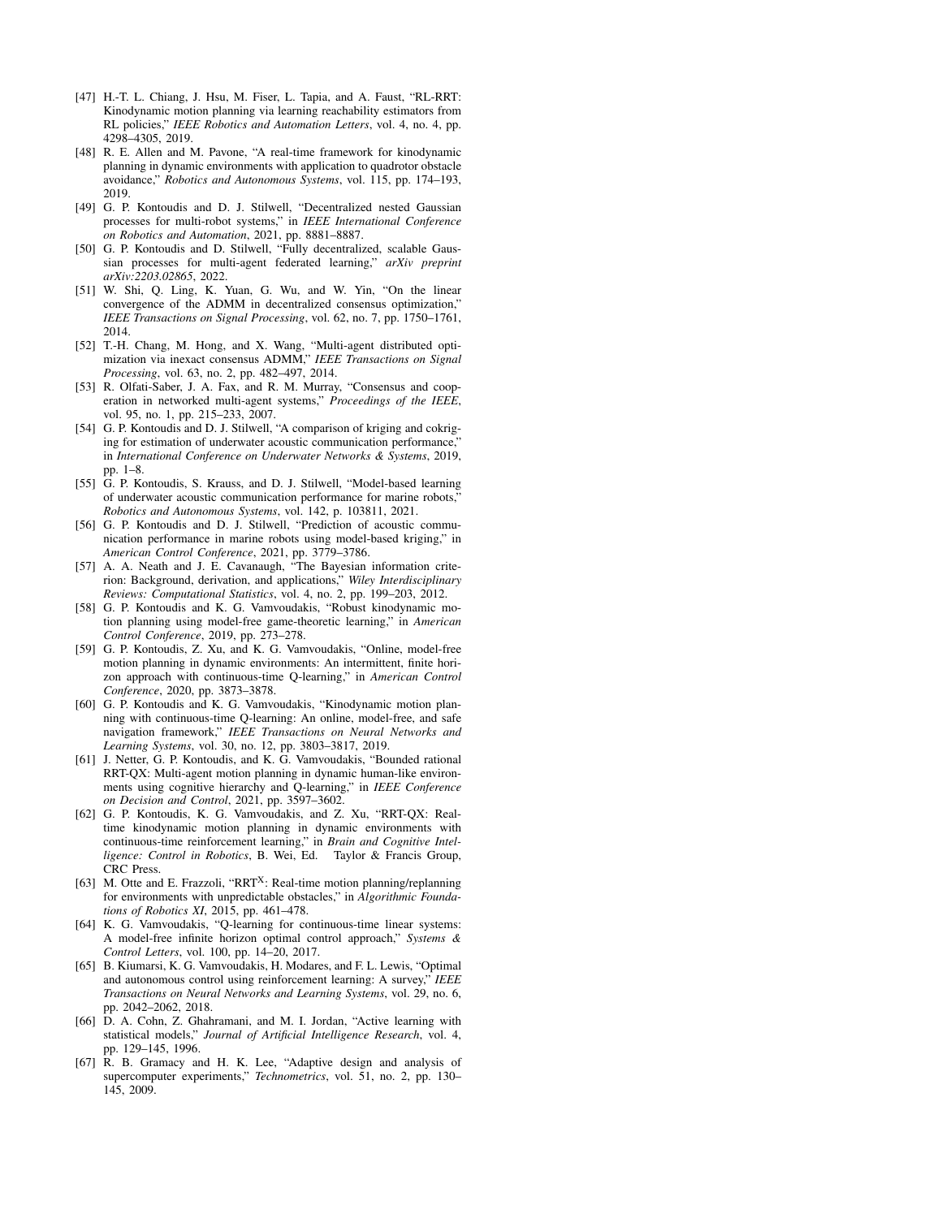[47] H.-T. L. Chiang, J. Hsu, M. Fiser, L. Tapia, and A. Faust, "RL-RRT: Kinodynamic motion planning via learning reachability estimators from RL policies," *IEEE Robotics and Automation Letters*, vol. 4, no. 4, pp. 4298–4305, 2019.

[48] R. E. Allen and M. Pavone, "A real-time framework for kinodynamic planning in dynamic environments with application to quadrotor obstacle avoidance," *Robotics and Autonomous Systems*, vol. 115, pp. 174–193, 2019.

[49] G. P. Kontoudis and D. J. Stilwell, "Decentralized nested Gaussian processes for multi-robot systems," in *IEEE International Conference on Robotics and Automation*, 2021, pp. 8881–8887.

[50] G. P. Kontoudis and D. Stilwell, "Fully decentralized, scalable Gaussian processes for multi-agent federated learning," *arXiv preprint arXiv:2203.02865*, 2022.

[51] W. Shi, Q. Ling, K. Yuan, G. Wu, and W. Yin, "On the linear convergence of the ADMM in decentralized consensus optimization," *IEEE Transactions on Signal Processing*, vol. 62, no. 7, pp. 1750–1761, 2014.

[52] T.-H. Chang, M. Hong, and X. Wang, "Multi-agent distributed optimization via inexact consensus ADMM," *IEEE Transactions on Signal Processing*, vol. 63, no. 2, pp. 482–497, 2014.

[53] R. Olfati-Saber, J. A. Fax, and R. M. Murray, "Consensus and cooperation in networked multi-agent systems," *Proceedings of the IEEE*, vol. 95, no. 1, pp. 215–233, 2007.

[54] G. P. Kontoudis and D. J. Stilwell, "A comparison of kriging and cokriging for estimation of underwater acoustic communication performance," in *International Conference on Underwater Networks & Systems*, 2019, pp. 1–8.

[55] G. P. Kontoudis, S. Krauss, and D. J. Stilwell, "Model-based learning of underwater acoustic communication performance for marine robots," *Robotics and Autonomous Systems*, vol. 142, p. 103811, 2021.

[56] G. P. Kontoudis and D. J. Stilwell, "Prediction of acoustic communication performance in marine robots using model-based kriging," in *American Control Conference*, 2021, pp. 3779–3786.

[57] A. A. Neath and J. E. Cavanaugh, "The Bayesian information criterion: Background, derivation, and applications," *Wiley Interdisciplinary Reviews: Computational Statistics*, vol. 4, no. 2, pp. 199–203, 2012.

[58] G. P. Kontoudis and K. G. Vamvoudakis, "Robust kinodynamic motion planning using model-free game-theoretic learning," in *American Control Conference*, 2019, pp. 273–278.

[59] G. P. Kontoudis, Z. Xu, and K. G. Vamvoudakis, "Online, model-free motion planning in dynamic environments: An intermittent, finite horizon approach with continuous-time Q-learning," in *American Control Conference*, 2020, pp. 3873–3878.

[60] G. P. Kontoudis and K. G. Vamvoudakis, "Kinodynamic motion planning with continuous-time Q-learning: An online, model-free, and safe navigation framework," *IEEE Transactions on Neural Networks and Learning Systems*, vol. 30, no. 12, pp. 3803–3817, 2019.

[61] J. Netter, G. P. Kontoudis, and K. G. Vamvoudakis, "Bounded rational RRT-QX: Multi-agent motion planning in dynamic human-like environments using cognitive hierarchy and Q-learning," in *IEEE Conference on Decision and Control*, 2021, pp. 3597–3602.

[62] G. P. Kontoudis, K. G. Vamvoudakis, and Z. Xu, "RRT-QX: Real-time kinodynamic motion planning in dynamic environments with continuous-time reinforcement learning," in *Brain and Cognitive Intelligence: Control in Robotics*, B. Wei, Ed. Taylor & Francis Group, CRC Press.

[63] M. Otte and E. Frazzoli, "RRT$^X$: Real-time motion planning/replanning for environments with unpredictable obstacles," in *Algorithmic Foundations of Robotics XI*, 2015, pp. 461–478.

[64] K. G. Vamvoudakis, "Q-learning for continuous-time linear systems: A model-free infinite horizon optimal control approach," *Systems & Control Letters*, vol. 100, pp. 14–20, 2017.

[65] B. Kiumarsi, K. G. Vamvoudakis, H. Modares, and F. L. Lewis, "Optimal and autonomous control using reinforcement learning: A survey," *IEEE Transactions on Neural Networks and Learning Systems*, vol. 29, no. 6, pp. 2042–2062, 2018.

[66] D. A. Cohn, Z. Ghahramani, and M. I. Jordan, "Active learning with statistical models," *Journal of Artificial Intelligence Research*, vol. 4, pp. 129–145, 1996.

[67] R. B. Gramacy and H. K. Lee, "Adaptive design and analysis of supercomputer experiments," *Technometrics*, vol. 51, no. 2, pp. 130–145, 2009.